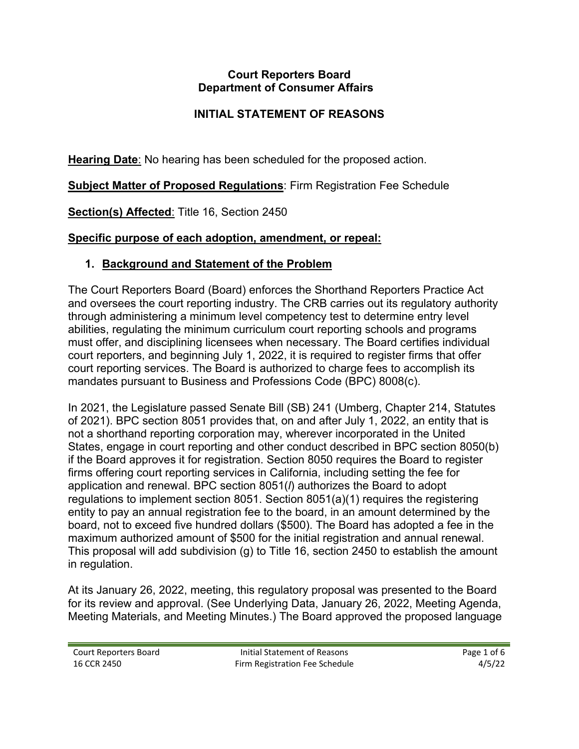**Court Reporters Board**
**Department of Consumer Affairs**

# INITIAL STATEMENT OF REASONS

**Hearing Date**: No hearing has been scheduled for the proposed action.

**Subject Matter of Proposed Regulations**: Firm Registration Fee Schedule

**Section(s) Affected**: Title 16, Section 2450

## Specific purpose of each adoption, amendment, or repeal:

### 1. Background and Statement of the Problem

The Court Reporters Board (Board) enforces the Shorthand Reporters Practice Act and oversees the court reporting industry. The CRB carries out its regulatory authority through administering a minimum level competency test to determine entry level abilities, regulating the minimum curriculum court reporting schools and programs must offer, and disciplining licensees when necessary. The Board certifies individual court reporters, and beginning July 1, 2022, it is required to register firms that offer court reporting services. The Board is authorized to charge fees to accomplish its mandates pursuant to Business and Professions Code (BPC) 8008(c).

In 2021, the Legislature passed Senate Bill (SB) 241 (Umberg, Chapter 214, Statutes of 2021). BPC section 8051 provides that, on and after July 1, 2022, an entity that is not a shorthand reporting corporation may, wherever incorporated in the United States, engage in court reporting and other conduct described in BPC section 8050(b) if the Board approves it for registration. Section 8050 requires the Board to register firms offering court reporting services in California, including setting the fee for application and renewal. BPC section 8051(*l*) authorizes the Board to adopt regulations to implement section 8051. Section 8051(a)(1) requires the registering entity to pay an annual registration fee to the board, in an amount determined by the board, not to exceed five hundred dollars ($500). The Board has adopted a fee in the maximum authorized amount of $500 for the initial registration and annual renewal. This proposal will add subdivision (g) to Title 16, section 2450 to establish the amount in regulation.

At its January 26, 2022, meeting, this regulatory proposal was presented to the Board for its review and approval. (See Underlying Data, January 26, 2022, Meeting Agenda, Meeting Materials, and Meeting Minutes.) The Board approved the proposed language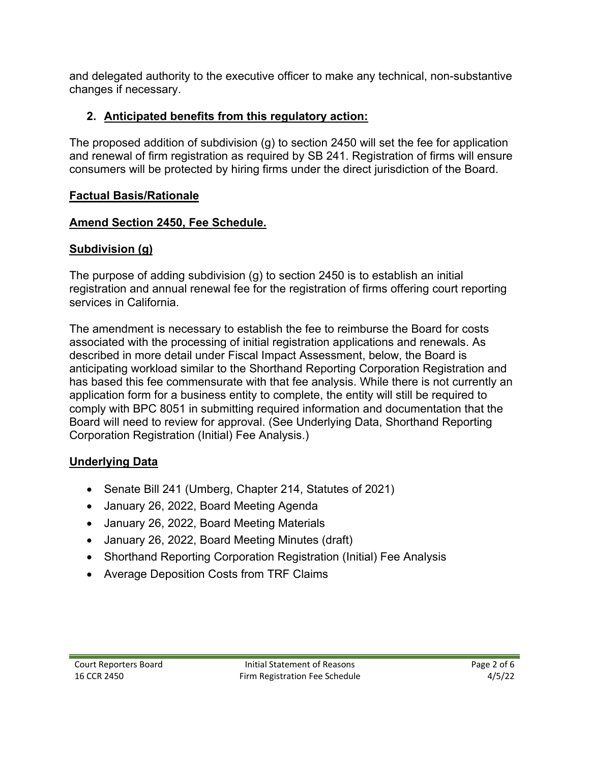and delegated authority to the executive officer to make any technical, non-substantive changes if necessary.

2. **Anticipated benefits from this regulatory action:**

The proposed addition of subdivision (g) to section 2450 will set the fee for application and renewal of firm registration as required by SB 241. Registration of firms will ensure consumers will be protected by hiring firms under the direct jurisdiction of the Board.

**Factual Basis/Rationale**

**Amend Section 2450, Fee Schedule.**

**Subdivision (g)**

The purpose of adding subdivision (g) to section 2450 is to establish an initial registration and annual renewal fee for the registration of firms offering court reporting services in California.

The amendment is necessary to establish the fee to reimburse the Board for costs associated with the processing of initial registration applications and renewals. As described in more detail under Fiscal Impact Assessment, below, the Board is anticipating workload similar to the Shorthand Reporting Corporation Registration and has based this fee commensurate with that fee analysis. While there is not currently an application form for a business entity to complete, the entity will still be required to comply with BPC 8051 in submitting required information and documentation that the Board will need to review for approval. (See Underlying Data, Shorthand Reporting Corporation Registration (Initial) Fee Analysis.)

**Underlying Data**

- Senate Bill 241 (Umberg, Chapter 214, Statutes of 2021)
- January 26, 2022, Board Meeting Agenda
- January 26, 2022, Board Meeting Materials
- January 26, 2022, Board Meeting Minutes (draft)
- Shorthand Reporting Corporation Registration (Initial) Fee Analysis
- Average Deposition Costs from TRF Claims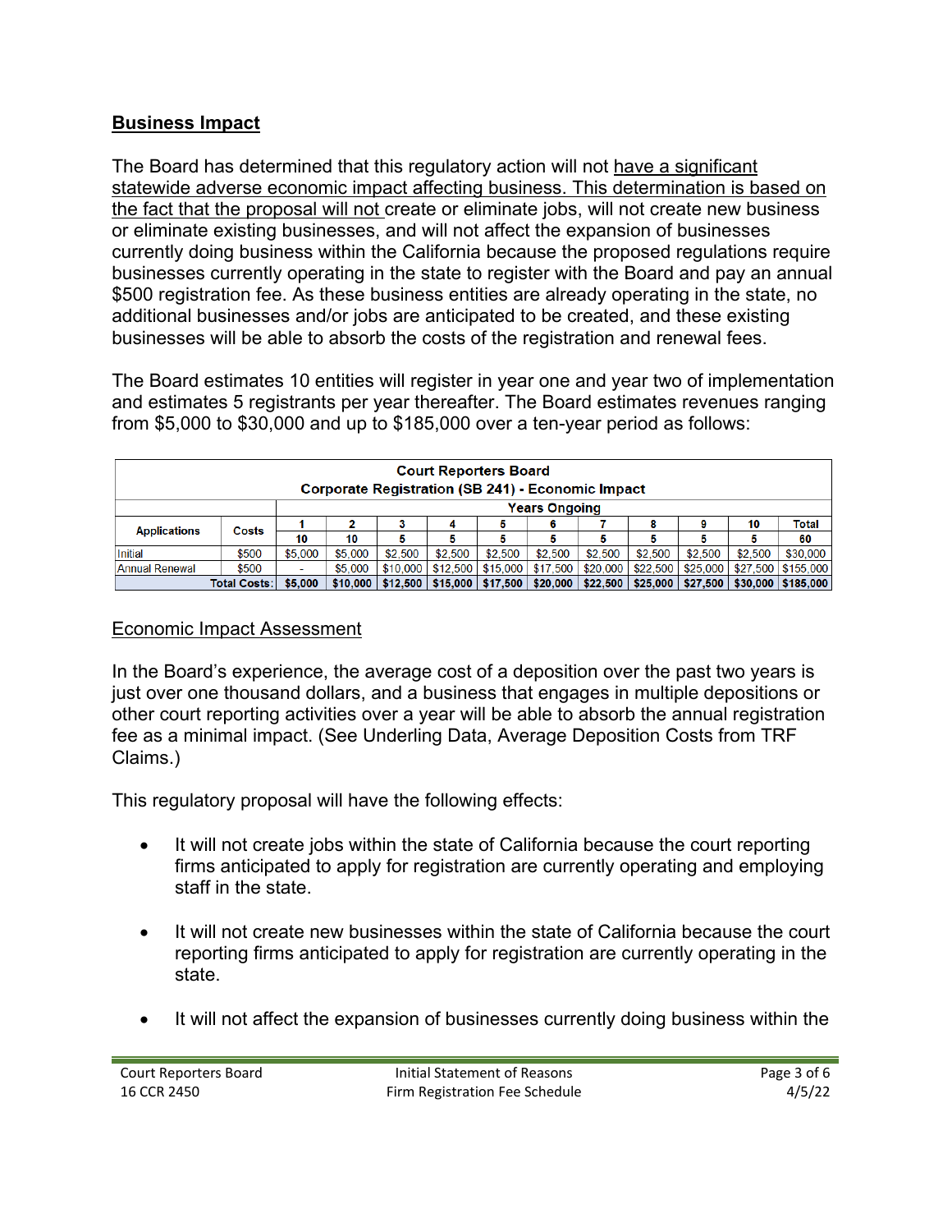## Business Impact

The Board has determined that this regulatory action will not have a significant statewide adverse economic impact affecting business. This determination is based on the fact that the proposal will not create or eliminate jobs, will not create new business or eliminate existing businesses, and will not affect the expansion of businesses currently doing business within the California because the proposed regulations require businesses currently operating in the state to register with the Board and pay an annual $500 registration fee. As these business entities are already operating in the state, no additional businesses and/or jobs are anticipated to be created, and these existing businesses will be able to absorb the costs of the registration and renewal fees.

The Board estimates 10 entities will register in year one and year two of implementation and estimates 5 registrants per year thereafter. The Board estimates revenues ranging from $5,000 to $30,000 and up to $185,000 over a ten-year period as follows:

| Court Reporters Board<br>Corporate Registration (SB 241) - Economic Impact | | | | | | | | | | | | |
|---|---|---|---|---|---|---|---|---|---|---|---|---|
| | | Years Ongoing | | | | | | | | | | |
| Applications | Costs | 1 | 2 | 3 | 4 | 5 | 6 | 7 | 8 | 9 | 10 | Total |
| | | 10 | 10 | 5 | 5 | 5 | 5 | 5 | 5 | 5 | 5 | 60 |
| Initial | $500 | $5,000 | $5,000 | $2,500 | $2,500 | $2,500 | $2,500 | $2,500 | $2,500 | $2,500 | $2,500 | $30,000 |
| Annual Renewal | $500 | - | $5,000 | $10,000 | $12,500 | $15,000 | $17,500 | $20,000 | $22,500 | $25,000 | $27,500 | $155,000 |
| | **Total Costs:** | **$5,000** | **$10,000** | **$12,500** | **$15,000** | **$17,500** | **$20,000** | **$22,500** | **$25,000** | **$27,500** | **$30,000** | **$185,000** |

### Economic Impact Assessment

In the Board's experience, the average cost of a deposition over the past two years is just over one thousand dollars, and a business that engages in multiple depositions or other court reporting activities over a year will be able to absorb the annual registration fee as a minimal impact. (See Underling Data, Average Deposition Costs from TRF Claims.)

This regulatory proposal will have the following effects:

- It will not create jobs within the state of California because the court reporting firms anticipated to apply for registration are currently operating and employing staff in the state.

- It will not create new businesses within the state of California because the court reporting firms anticipated to apply for registration are currently operating in the state.

- It will not affect the expansion of businesses currently doing business within the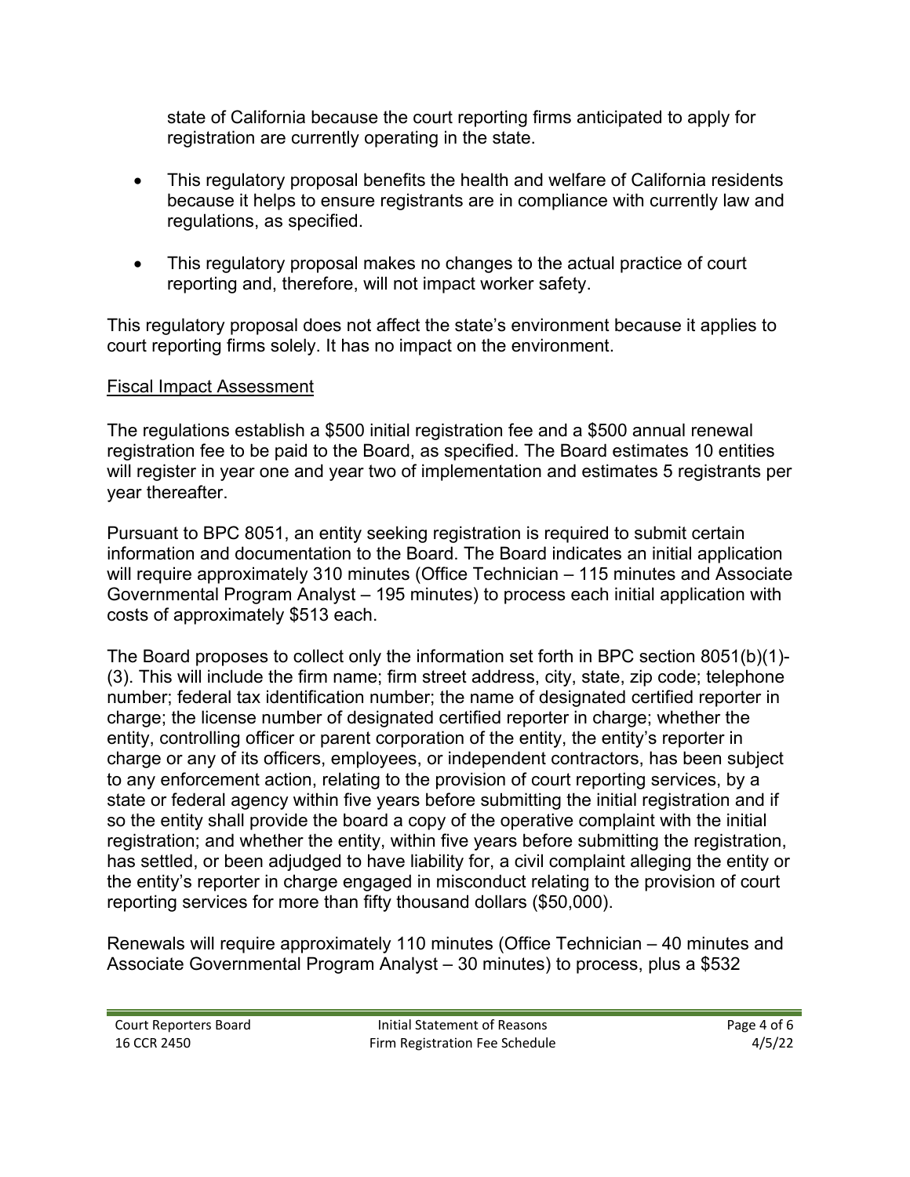state of California because the court reporting firms anticipated to apply for registration are currently operating in the state.

- This regulatory proposal benefits the health and welfare of California residents because it helps to ensure registrants are in compliance with currently law and regulations, as specified.
- This regulatory proposal makes no changes to the actual practice of court reporting and, therefore, will not impact worker safety.

This regulatory proposal does not affect the state's environment because it applies to court reporting firms solely. It has no impact on the environment.

Fiscal Impact Assessment

The regulations establish a $500 initial registration fee and a $500 annual renewal registration fee to be paid to the Board, as specified. The Board estimates 10 entities will register in year one and year two of implementation and estimates 5 registrants per year thereafter.

Pursuant to BPC 8051, an entity seeking registration is required to submit certain information and documentation to the Board. The Board indicates an initial application will require approximately 310 minutes (Office Technician – 115 minutes and Associate Governmental Program Analyst – 195 minutes) to process each initial application with costs of approximately $513 each.

The Board proposes to collect only the information set forth in BPC section 8051(b)(1)-(3). This will include the firm name; firm street address, city, state, zip code; telephone number; federal tax identification number; the name of designated certified reporter in charge; the license number of designated certified reporter in charge; whether the entity, controlling officer or parent corporation of the entity, the entity's reporter in charge or any of its officers, employees, or independent contractors, has been subject to any enforcement action, relating to the provision of court reporting services, by a state or federal agency within five years before submitting the initial registration and if so the entity shall provide the board a copy of the operative complaint with the initial registration; and whether the entity, within five years before submitting the registration, has settled, or been adjudged to have liability for, a civil complaint alleging the entity or the entity's reporter in charge engaged in misconduct relating to the provision of court reporting services for more than fifty thousand dollars ($50,000).

Renewals will require approximately 110 minutes (Office Technician – 40 minutes and Associate Governmental Program Analyst – 30 minutes) to process, plus a $532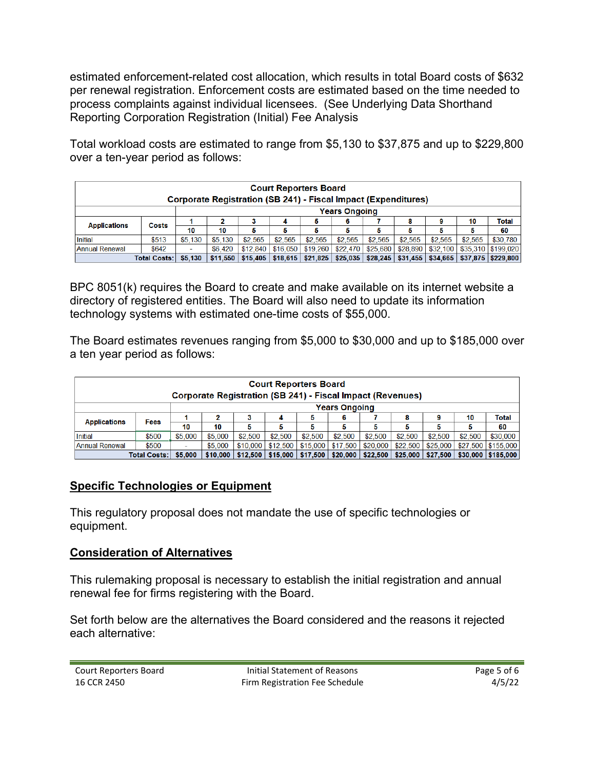estimated enforcement-related cost allocation, which results in total Board costs of $632 per renewal registration. Enforcement costs are estimated based on the time needed to process complaints against individual licensees. (See Underlying Data Shorthand Reporting Corporation Registration (Initial) Fee Analysis

Total workload costs are estimated to range from $5,130 to $37,875 and up to $229,800 over a ten-year period as follows:

| Court Reporters Board<br>Corporate Registration (SB 241) - Fiscal Impact (Expenditures) | | | | | | | | | | | | |
|---|---|---|---|---|---|---|---|---|---|---|---|---|
| | | Years Ongoing | | | | | | | | | | |
| Applications | Costs | 1 | 2 | 3 | 4 | 5 | 6 | 7 | 8 | 9 | 10 | Total |
| | | 10 | 10 | 5 | 5 | 5 | 5 | 5 | 5 | 5 | 5 | 60 |
| Initial | $513 | $5,130 | $5,130 | $2,565 | $2,565 | $2,565 | $2,565 | $2,565 | $2,565 | $2,565 | $2,565 | $30,780 |
| Annual Renewal | $642 | - | $6,420 | $12,840 | $16,050 | $19,260 | $22,470 | $25,680 | $28,890 | $32,100 | $35,310 | $199,020 |
| | Total Costs: | $5,130 | $11,550 | $15,405 | $18,615 | $21,825 | $25,035 | $28,245 | $31,455 | $34,665 | $37,875 | $229,800 |

BPC 8051(k) requires the Board to create and make available on its internet website a directory of registered entities. The Board will also need to update its information technology systems with estimated one-time costs of $55,000.

The Board estimates revenues ranging from $5,000 to $30,000 and up to $185,000 over a ten year period as follows:

| Court Reporters Board<br>Corporate Registration (SB 241) - Fiscal Impact (Revenues) | | | | | | | | | | | | |
|---|---|---|---|---|---|---|---|---|---|---|---|---|
| | | Years Ongoing | | | | | | | | | | |
| Applications | Fees | 1 | 2 | 3 | 4 | 5 | 6 | 7 | 8 | 9 | 10 | Total |
| | | 10 | 10 | 5 | 5 | 5 | 5 | 5 | 5 | 5 | 5 | 60 |
| Initial | $500 | $5,000 | $5,000 | $2,500 | $2,500 | $2,500 | $2,500 | $2,500 | $2,500 | $2,500 | $2,500 | $30,000 |
| Annual Renewal | $500 | - | $5,000 | $10,000 | $12,500 | $15,000 | $17,500 | $20,000 | $22,500 | $25,000 | $27,500 | $155,000 |
| | Total Costs: | $5,000 | $10,000 | $12,500 | $15,000 | $17,500 | $20,000 | $22,500 | $25,000 | $27,500 | $30,000 | $185,000 |

## Specific Technologies or Equipment

This regulatory proposal does not mandate the use of specific technologies or equipment.

## Consideration of Alternatives

This rulemaking proposal is necessary to establish the initial registration and annual renewal fee for firms registering with the Board.

Set forth below are the alternatives the Board considered and the reasons it rejected each alternative: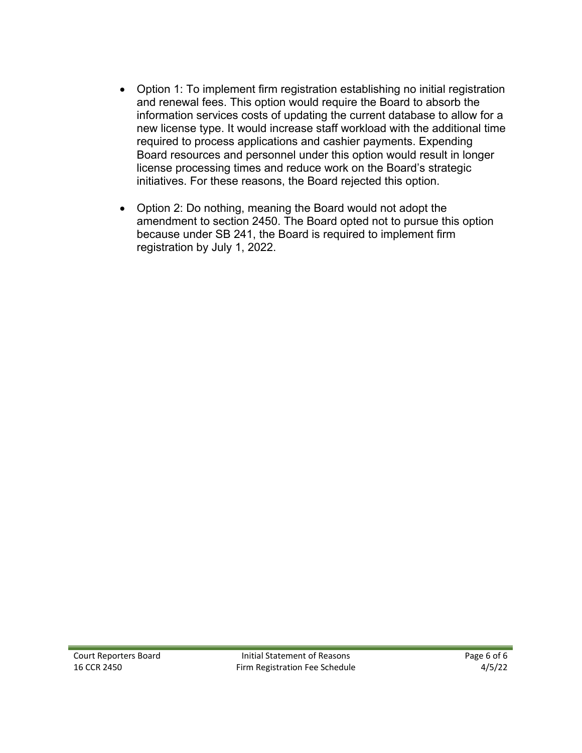- Option 1: To implement firm registration establishing no initial registration and renewal fees. This option would require the Board to absorb the information services costs of updating the current database to allow for a new license type. It would increase staff workload with the additional time required to process applications and cashier payments. Expending Board resources and personnel under this option would result in longer license processing times and reduce work on the Board's strategic initiatives. For these reasons, the Board rejected this option.

- Option 2: Do nothing, meaning the Board would not adopt the amendment to section 2450. The Board opted not to pursue this option because under SB 241, the Board is required to implement firm registration by July 1, 2022.